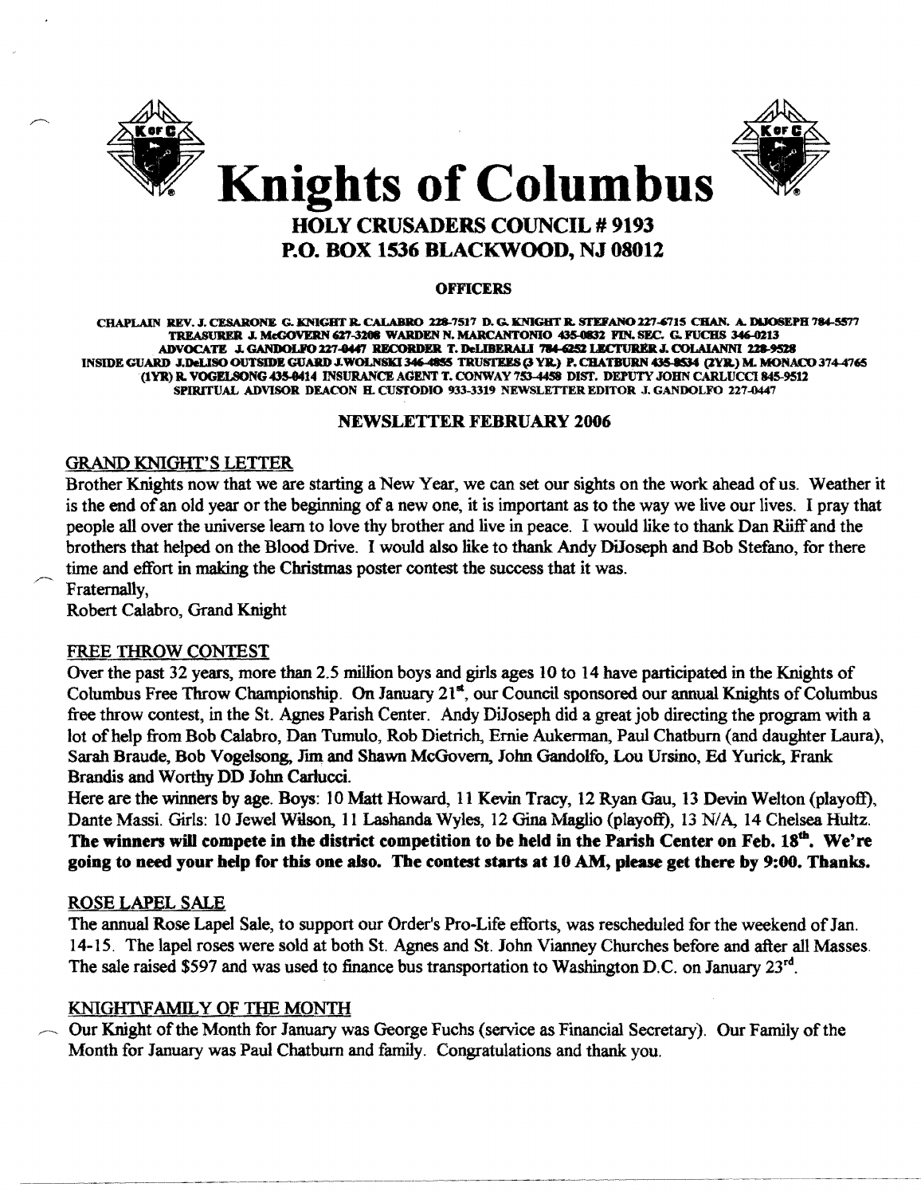# Knights of Columbus

## HOLY CRUSADERS COUNCIL # 9193
## P.O. BOX 1536 BLACKWOOD, NJ 08012

### OFFICERS

CHAPLAIN REV. J. CESARONE G. KNIGHT R. CALABRO 228-7517 D. G. KNIGHT R. STEFANO 227-6715 CHAN. A. DIJOSEPH 784-5577 TREASURER J. McGOVERN 627-3208 WARDEN N. MARCANTONIO 435-0832 FIN. SEC. G. FUCHS 346-0213 ADVOCATE J. GANDOLFO 227-0447 RECORDER T. DeLIBERALI 784-6252 LECTURER J. COLAIANNI 228-9528 INSIDE GUARD J. DeLISO OUTSIDE GUARD J. WOLNSKI 346-4855 TRUSTEES (3 YR.) P. CHATBURN 435-8534 (2YR.) M. MONACO 374-4765 (1YR) R. VOGELSONG 435-0414 INSURANCE AGENT T. CONWAY 753-4458 DIST. DEPUTY JOHN CARLUCCI 845-9512 SPIRITUAL ADVISOR DEACON H. CUSTODIO 933-3319 NEWSLETTER EDITOR J. GANDOLFO 227-0447

### NEWSLETTER FEBRUARY 2006

#### GRAND KNIGHT'S LETTER

Brother Knights now that we are starting a New Year, we can set our sights on the work ahead of us. Weather it is the end of an old year or the beginning of a new one, it is important as to the way we live our lives. I pray that people all over the universe learn to love thy brother and live in peace. I would like to thank Dan Riiff and the brothers that helped on the Blood Drive. I would also like to thank Andy DiJoseph and Bob Stefano, for there time and effort in making the Christmas poster contest the success that it was.

Fraternally,

Robert Calabro, Grand Knight

#### FREE THROW CONTEST

Over the past 32 years, more than 2.5 million boys and girls ages 10 to 14 have participated in the Knights of Columbus Free Throw Championship. On January 21st, our Council sponsored our annual Knights of Columbus free throw contest, in the St. Agnes Parish Center. Andy DiJoseph did a great job directing the program with a lot of help from Bob Calabro, Dan Tumulo, Rob Dietrich, Ernie Aukerman, Paul Chatburn (and daughter Laura), Sarah Braude, Bob Vogelsong, Jim and Shawn McGovern, John Gandolfo, Lou Ursino, Ed Yurick, Frank Brandis and Worthy DD John Carlucci.

Here are the winners by age. Boys: 10 Matt Howard, 11 Kevin Tracy, 12 Ryan Gau, 13 Devin Welton (playoff), Dante Massi. Girls: 10 Jewel Wilson, 11 Lashanda Wyles, 12 Gina Maglio (playoff), 13 N/A, 14 Chelsea Hultz. **The winners will compete in the district competition to be held in the Parish Center on Feb. 18th. We're going to need your help for this one also. The contest starts at 10 AM, please get there by 9:00. Thanks.**

#### ROSE LAPEL SALE

The annual Rose Lapel Sale, to support our Order's Pro-Life efforts, was rescheduled for the weekend of Jan. 14-15. The lapel roses were sold at both St. Agnes and St. John Vianney Churches before and after all Masses. The sale raised $597 and was used to finance bus transportation to Washington D.C. on January 23rd.

#### KNIGHT\FAMILY OF THE MONTH

Our Knight of the Month for January was George Fuchs (service as Financial Secretary). Our Family of the Month for January was Paul Chatburn and family. Congratulations and thank you.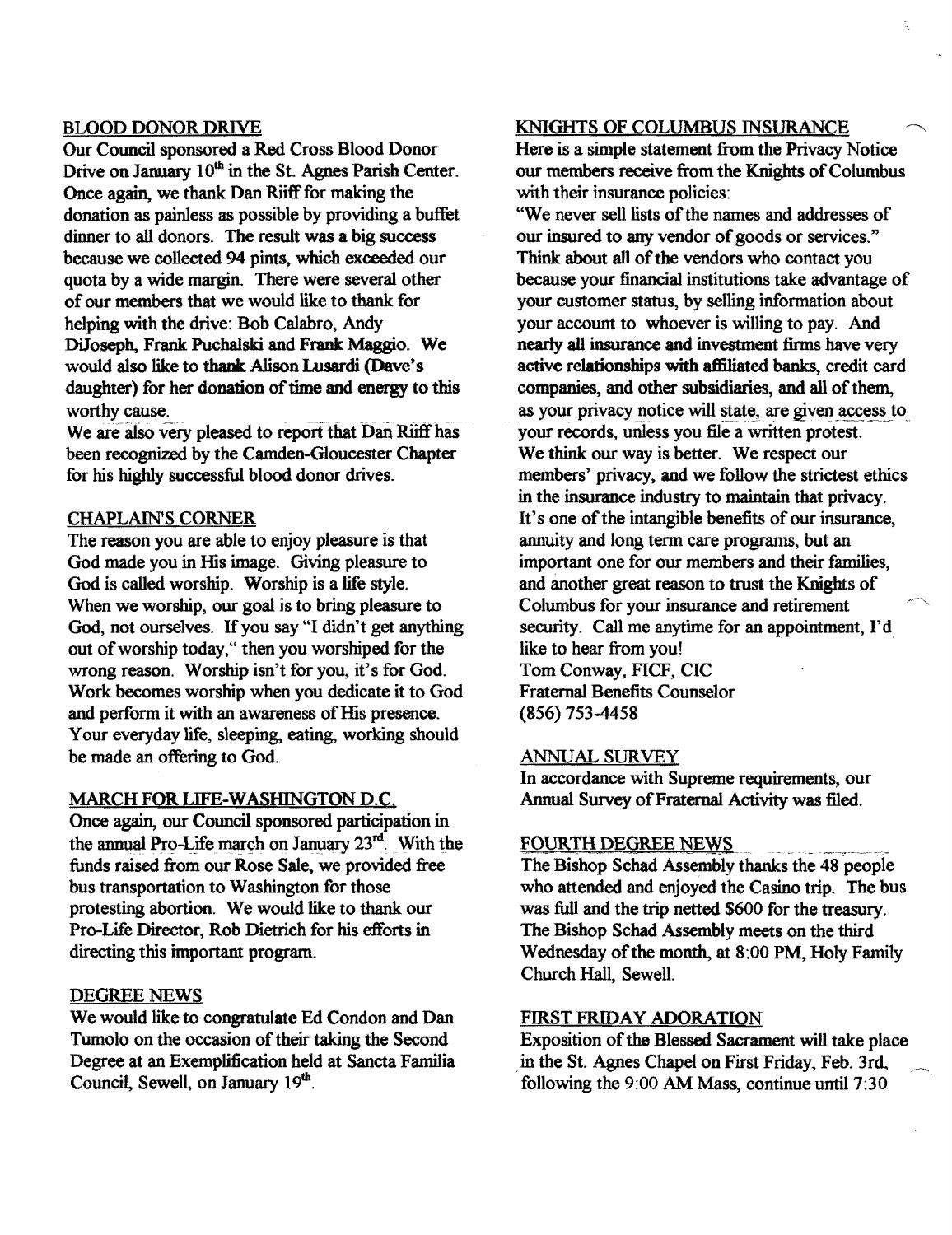## BLOOD DONOR DRIVE

Our Council sponsored a Red Cross Blood Donor Drive on January 10th in the St. Agnes Parish Center. Once again, we thank Dan Riiff for making the donation as painless as possible by providing a buffet dinner to all donors. The result was a big success because we collected 94 pints, which exceeded our quota by a wide margin. There were several other of our members that we would like to thank for helping with the drive: Bob Calabro, Andy DiJoseph, Frank Puchalski and Frank Maggio. We would also like to thank Alison Lusardi (Dave's daughter) for her donation of time and energy to this worthy cause.

We are also very pleased to report that Dan Riiff has been recognized by the Camden-Gloucester Chapter for his highly successful blood donor drives.

## CHAPLAIN'S CORNER

The reason you are able to enjoy pleasure is that God made you in His image. Giving pleasure to God is called worship. Worship is a life style. When we worship, our goal is to bring pleasure to God, not ourselves. If you say "I didn't get anything out of worship today," then you worshiped for the wrong reason. Worship isn't for you, it's for God. Work becomes worship when you dedicate it to God and perform it with an awareness of His presence. Your everyday life, sleeping, eating, working should be made an offering to God.

## MARCH FOR LIFE-WASHINGTON D.C.

Once again, our Council sponsored participation in the annual Pro-Life march on January 23rd. With the funds raised from our Rose Sale, we provided free bus transportation to Washington for those protesting abortion. We would like to thank our Pro-Life Director, Rob Dietrich for his efforts in directing this important program.

## DEGREE NEWS

We would like to congratulate Ed Condon and Dan Tumolo on the occasion of their taking the Second Degree at an Exemplification held at Sancta Familia Council, Sewell, on January 19th.

## KNIGHTS OF COLUMBUS INSURANCE

Here is a simple statement from the Privacy Notice our members receive from the Knights of Columbus with their insurance policies:

"We never sell lists of the names and addresses of our insured to any vendor of goods or services." Think about all of the vendors who contact you because your financial institutions take advantage of your customer status, by selling information about your account to whoever is willing to pay. And nearly all insurance and investment firms have very active relationships with affiliated banks, credit card companies, and other subsidiaries, and all of them, as your privacy notice will state, are given access to your records, unless you file a written protest. We think our way is better. We respect our members' privacy, and we follow the strictest ethics in the insurance industry to maintain that privacy. It's one of the intangible benefits of our insurance, annuity and long term care programs, but an important one for our members and their families, and another great reason to trust the Knights of Columbus for your insurance and retirement security. Call me anytime for an appointment, I'd like to hear from you!

Tom Conway, FICF, CIC
Fraternal Benefits Counselor
(856) 753-4458

## ANNUAL SURVEY

In accordance with Supreme requirements, our Annual Survey of Fraternal Activity was filed.

## FOURTH DEGREE NEWS

The Bishop Schad Assembly thanks the 48 people who attended and enjoyed the Casino trip. The bus was full and the trip netted $600 for the treasury. The Bishop Schad Assembly meets on the third Wednesday of the month, at 8:00 PM, Holy Family Church Hall, Sewell.

## FIRST FRIDAY ADORATION

Exposition of the Blessed Sacrament will take place in the St. Agnes Chapel on First Friday, Feb. 3rd, following the 9:00 AM Mass, continue until 7:30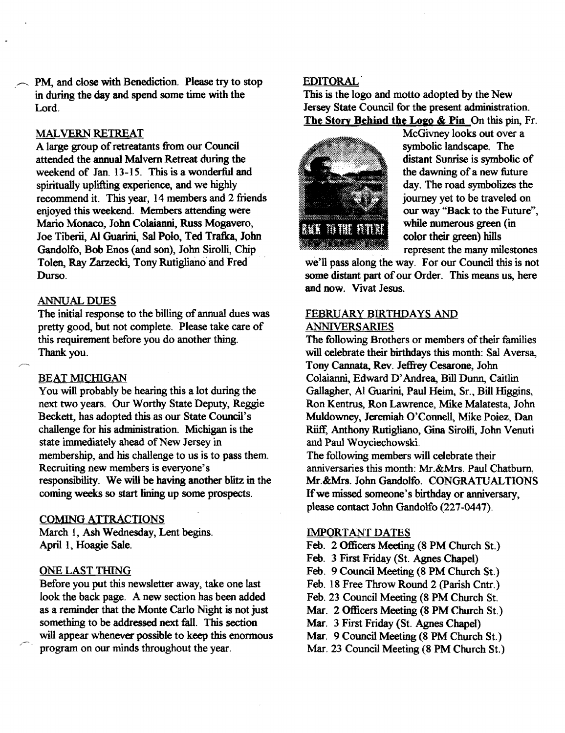PM, and close with Benediction. Please try to stop in during the day and spend some time with the Lord.

## MALVERN RETREAT

A large group of retreatants from our Council attended the annual Malvern Retreat during the weekend of Jan. 13-15. This is a wonderful and spiritually uplifting experience, and we highly recommend it. This year, 14 members and 2 friends enjoyed this weekend. Members attending were Mario Monaco, John Colaianni, Russ Mogavero, Joe Tiberii, Al Guarini, Sal Polo, Ted Trafka, John Gandolfo, Bob Enos (and son), John Sirolli, Chip Tolen, Ray Zarzecki, Tony Rutigliano and Fred Durso.

## ANNUAL DUES

The initial response to the billing of annual dues was pretty good, but not complete. Please take care of this requirement before you do another thing. Thank you.

## BEAT MICHIGAN

You will probably be hearing this a lot during the next two years. Our Worthy State Deputy, Reggie Beckett, has adopted this as our State Council's challenge for his administration. Michigan is the state immediately ahead of New Jersey in membership, and his challenge to us is to pass them. Recruiting new members is everyone's responsibility. We will be having another blitz in the coming weeks so start lining up some prospects.

## COMING ATTRACTIONS

March 1, Ash Wednesday, Lent begins.
April 1, Hoagie Sale.

## ONE LAST THING

Before you put this newsletter away, take one last look the back page. A new section has been added as a reminder that the Monte Carlo Night is not just something to be addressed next fall. This section will appear whenever possible to keep this enormous program on our minds throughout the year.

## EDITORAL

This is the logo and motto adopted by the New Jersey State Council for the present administration.

**The Story Behind the Logo & Pin** On this pin, Fr. McGivney looks out over a symbolic landscape. The distant Sunrise is symbolic of the dawning of a new future day. The road symbolizes the journey yet to be traveled on our way "Back to the Future", while numerous green (in color their green) hills represent the many milestones we'll pass along the way. For our Council this is not some distant part of our Order. This means us, here and now. Vivat Jesus.

## FEBRUARY BIRTHDAYS AND ANNIVERSARIES

The following Brothers or members of their families will celebrate their birthdays this month: Sal Aversa, Tony Cannata, Rev. Jeffrey Cesarone, John Colaianni, Edward D'Andrea, Bill Dunn, Caitlin Gallagher, Al Guarini, Paul Heim, Sr., Bill Higgins, Ron Kentrus, Ron Lawrence, Mike Malatesta, John Muldowney, Jeremiah O'Connell, Mike Poiez, Dan Riiff, Anthony Rutigliano, Gina Sirolli, John Venuti and Paul Woyciechowski.

The following members will celebrate their anniversaries this month: Mr.&Mrs. Paul Chatburn, Mr.&Mrs. John Gandolfo. CONGRATUALTIONS If we missed someone's birthday or anniversary, please contact John Gandolfo (227-0447).

## IMPORTANT DATES

Feb. 2 Officers Meeting (8 PM Church St.)
Feb. 3 First Friday (St. Agnes Chapel)
Feb. 9 Council Meeting (8 PM Church St.)
Feb. 18 Free Throw Round 2 (Parish Cntr.)
Feb. 23 Council Meeting (8 PM Church St.
Mar. 2 Officers Meeting (8 PM Church St.)
Mar. 3 First Friday (St. Agnes Chapel)
Mar. 9 Council Meeting (8 PM Church St.)
Mar. 23 Council Meeting (8 PM Church St.)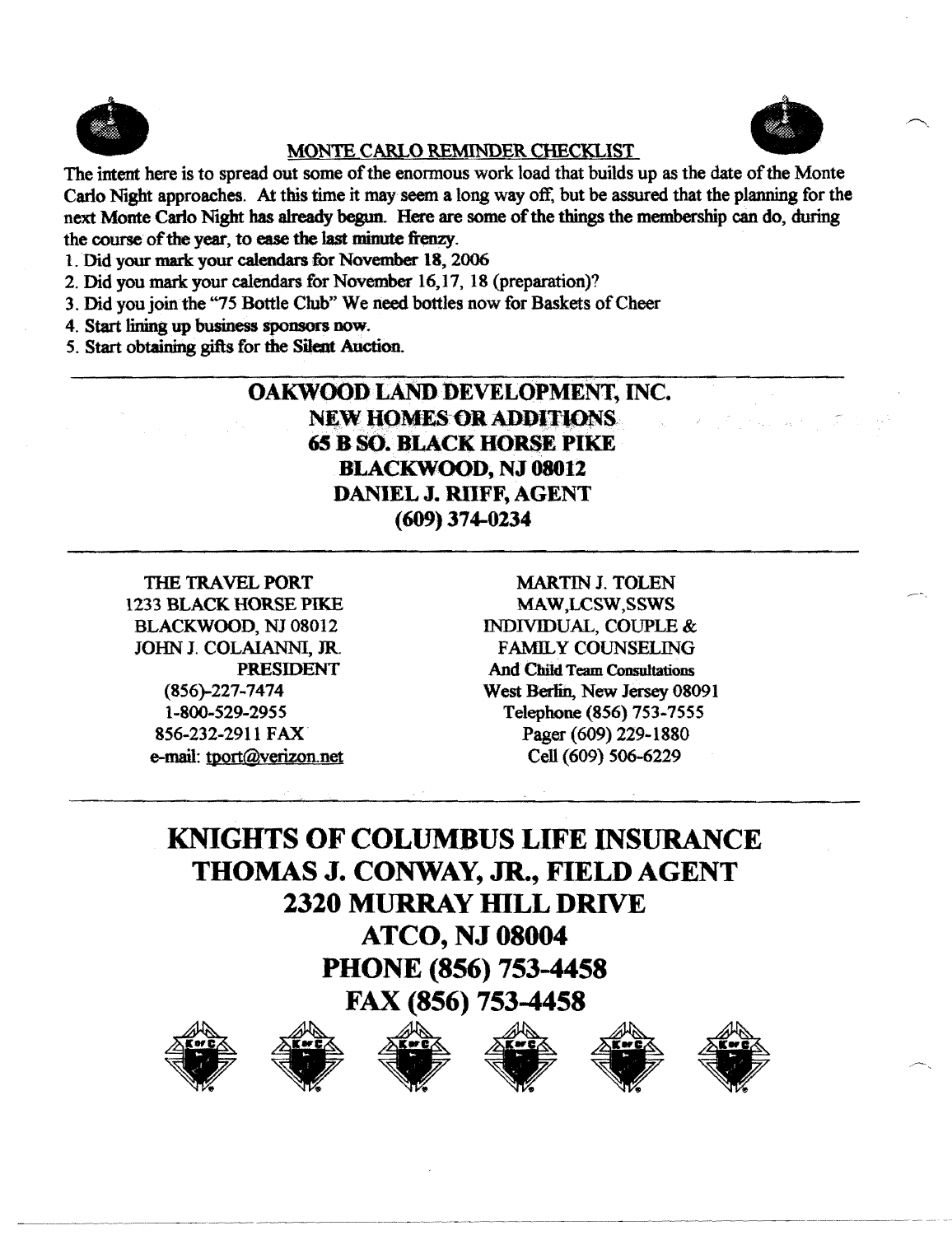## MONTE CARLO REMINDER CHECKLIST

The intent here is to spread out some of the enormous work load that builds up as the date of the Monte Carlo Night approaches. At this time it may seem a long way off, but be assured that the planning for the next Monte Carlo Night has already begun. Here are some of the things the membership can do, during the course of the year, to ease the last minute frenzy.

1. Did your mark your calendars for November 18, 2006
2. Did you mark your calendars for November 16,17, 18 (preparation)?
3. Did you join the "75 Bottle Club" We need bottles now for Baskets of Cheer
4. Start lining up business sponsors now.
5. Start obtaining gifts for the Silent Auction.

---

**OAKWOOD LAND DEVELOPMENT, INC.**
**NEW HOMES OR ADDITIONS**
**65 B SO. BLACK HORSE PIKE**
**BLACKWOOD, NJ 08012**
**DANIEL J. RIIFF, AGENT**
**(609) 374-0234**

---

THE TRAVEL PORT
1233 BLACK HORSE PIKE
BLACKWOOD, NJ 08012
JOHN J. COLAIANNI, JR.
PRESIDENT
(856)-227-7474
1-800-529-2955
856-232-2911 FAX
e-mail: tport@verizon.net

MARTIN J. TOLEN
MAW,LCSW,SSWS
INDIVIDUAL, COUPLE &
FAMILY COUNSELING
And Child Team Consultations
West Berlin, New Jersey 08091
Telephone (856) 753-7555
Pager (609) 229-1880
Cell (609) 506-6229

---

## KNIGHTS OF COLUMBUS LIFE INSURANCE
## THOMAS J. CONWAY, JR., FIELD AGENT
## 2320 MURRAY HILL DRIVE
## ATCO, NJ 08004
## PHONE (856) 753-4458
## FAX (856) 753-4458